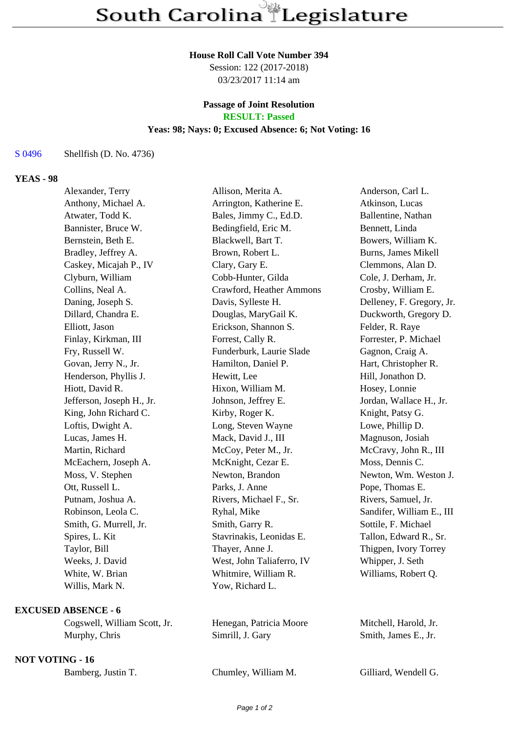# South Carolina Legislature

**House Roll Call Vote Number 394**
Session: 122 (2017-2018)
03/23/2017 11:14 am

**Passage of Joint Resolution**
**RESULT: Passed**
**Yeas: 98; Nays: 0; Excused Absence: 6; Not Voting: 16**

S 0496 Shellfish (D. No. 4736)

**YEAS - 98**

| | | |
|---|---|---|
| Alexander, Terry | Allison, Merita A. | Anderson, Carl L. |
| Anthony, Michael A. | Arrington, Katherine E. | Atkinson, Lucas |
| Atwater, Todd K. | Bales, Jimmy C., Ed.D. | Ballentine, Nathan |
| Bannister, Bruce W. | Bedingfield, Eric M. | Bennett, Linda |
| Bernstein, Beth E. | Blackwell, Bart T. | Bowers, William K. |
| Bradley, Jeffrey A. | Brown, Robert L. | Burns, James Mikell |
| Caskey, Micajah P., IV | Clary, Gary E. | Clemmons, Alan D. |
| Clyburn, William | Cobb-Hunter, Gilda | Cole, J. Derham, Jr. |
| Collins, Neal A. | Crawford, Heather Ammons | Crosby, William E. |
| Daning, Joseph S. | Davis, Sylleste H. | Delleney, F. Gregory, Jr. |
| Dillard, Chandra E. | Douglas, MaryGail K. | Duckworth, Gregory D. |
| Elliott, Jason | Erickson, Shannon S. | Felder, R. Raye |
| Finlay, Kirkman, III | Forrest, Cally R. | Forrester, P. Michael |
| Fry, Russell W. | Funderburk, Laurie Slade | Gagnon, Craig A. |
| Govan, Jerry N., Jr. | Hamilton, Daniel P. | Hart, Christopher R. |
| Henderson, Phyllis J. | Hewitt, Lee | Hill, Jonathon D. |
| Hiott, David R. | Hixon, William M. | Hosey, Lonnie |
| Jefferson, Joseph H., Jr. | Johnson, Jeffrey E. | Jordan, Wallace H., Jr. |
| King, John Richard C. | Kirby, Roger K. | Knight, Patsy G. |
| Loftis, Dwight A. | Long, Steven Wayne | Lowe, Phillip D. |
| Lucas, James H. | Mack, David J., III | Magnuson, Josiah |
| Martin, Richard | McCoy, Peter M., Jr. | McCravy, John R., III |
| McEachern, Joseph A. | McKnight, Cezar E. | Moss, Dennis C. |
| Moss, V. Stephen | Newton, Brandon | Newton, Wm. Weston J. |
| Ott, Russell L. | Parks, J. Anne | Pope, Thomas E. |
| Putnam, Joshua A. | Rivers, Michael F., Sr. | Rivers, Samuel, Jr. |
| Robinson, Leola C. | Ryhal, Mike | Sandifer, William E., III |
| Smith, G. Murrell, Jr. | Smith, Garry R. | Sottile, F. Michael |
| Spires, L. Kit | Stavrinakis, Leonidas E. | Tallon, Edward R., Sr. |
| Taylor, Bill | Thayer, Anne J. | Thigpen, Ivory Torrey |
| Weeks, J. David | West, John Taliaferro, IV | Whipper, J. Seth |
| White, W. Brian | Whitmire, William R. | Williams, Robert Q. |
| Willis, Mark N. | Yow, Richard L. | |

**EXCUSED ABSENCE - 6**

| | | |
|---|---|---|
| Cogswell, William Scott, Jr. | Henegan, Patricia Moore | Mitchell, Harold, Jr. |
| Murphy, Chris | Simrill, J. Gary | Smith, James E., Jr. |

**NOT VOTING - 16**

| | | |
|---|---|---|
| Bamberg, Justin T. | Chumley, William M. | Gilliard, Wendell G. |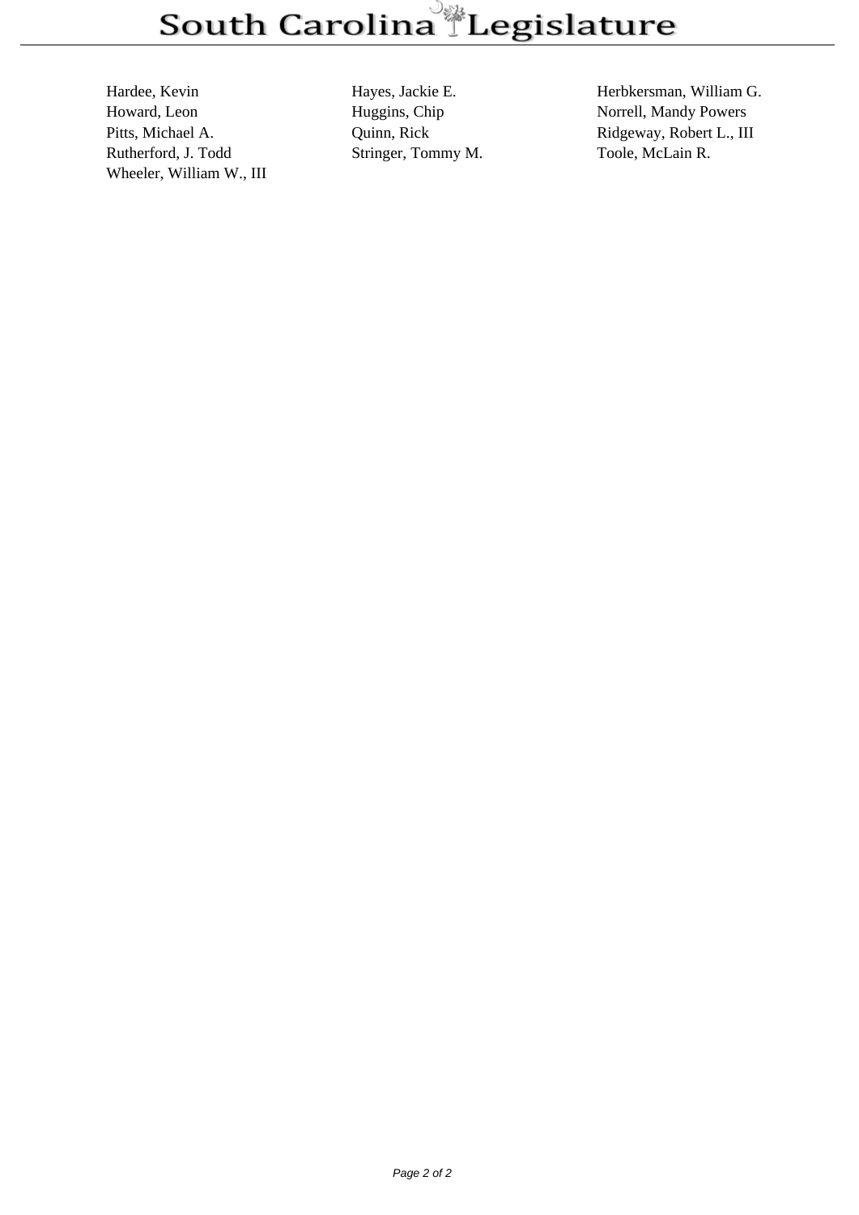Hardee, Kevin
Hayes, Jackie E.
Herbkersman, William G.
Howard, Leon
Huggins, Chip
Norrell, Mandy Powers
Pitts, Michael A.
Quinn, Rick
Ridgeway, Robert L., III
Rutherford, J. Todd
Stringer, Tommy M.
Toole, McLain R.
Wheeler, William W., III